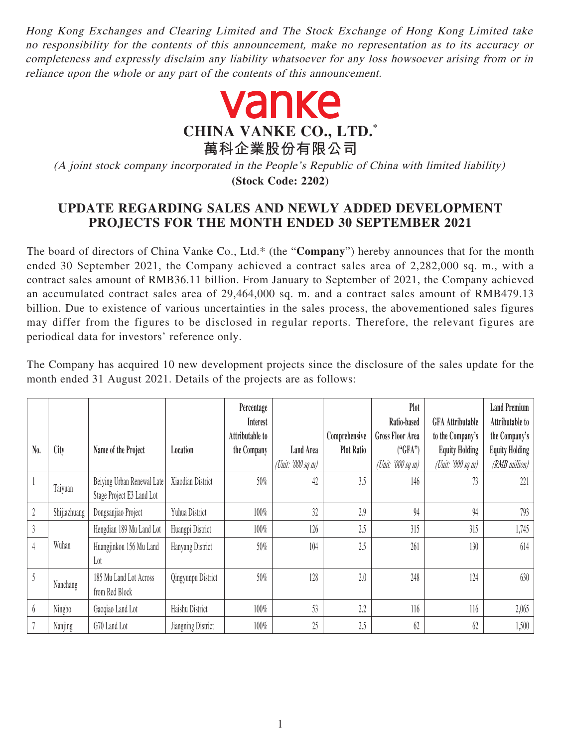*Hong Kong Exchanges and Clearing Limited and The Stock Exchange of Hong Kong Limited take no responsibility for the contents of this announcement, make no representation as to its accuracy or completeness and expressly disclaim any liability whatsoever for any loss howsoever arising from or in reliance upon the whole or any part of the contents of this announcement.*

vanke

**CHINA VANKE CO., LTD.***

**萬科企業股份有限公司**

*(A joint stock company incorporated in the People's Republic of China with limited liability)*

**(Stock Code: 2202)**

# UPDATE REGARDING SALES AND NEWLY ADDED DEVELOPMENT PROJECTS FOR THE MONTH ENDED 30 SEPTEMBER 2021

The board of directors of China Vanke Co., Ltd.* (the "**Company**") hereby announces that for the month ended 30 September 2021, the Company achieved a contract sales area of 2,282,000 sq. m., with a contract sales amount of RMB36.11 billion. From January to September of 2021, the Company achieved an accumulated contract sales area of 29,464,000 sq. m. and a contract sales amount of RMB479.13 billion. Due to existence of various uncertainties in the sales process, the abovementioned sales figures may differ from the figures to be disclosed in regular reports. Therefore, the relevant figures are periodical data for investors' reference only.

The Company has acquired 10 new development projects since the disclosure of the sales update for the month ended 31 August 2021. Details of the projects are as follows:

| No. | City | Name of the Project | Location | Percentage Interest Attributable to the Company | Land Area *(Unit: '000 sq m)* | Comprehensive Plot Ratio | Plot Ratio-based Gross Floor Area ("GFA") *(Unit: '000 sq m)* | GFA Attributable to the Company's Equity Holding *(Unit: '000 sq m)* | Land Premium Attributable to the Company's Equity Holding *(RMB million)* |
|---|---|---|---|---|---|---|---|---|---|
| 1 | Taiyuan | Beiying Urban Renewal Late Stage Project E3 Land Lot | Xiaodian District | 50% | 42 | 3.5 | 146 | 73 | 221 |
| 2 | Shijiazhuang | Dongsanjiao Project | Yuhua District | 100% | 32 | 2.9 | 94 | 94 | 793 |
| 3 | Wuhan | Hengdian 189 Mu Land Lot | Huangpi District | 100% | 126 | 2.5 | 315 | 315 | 1,745 |
| 4 | | Huangjinkou 156 Mu Land Lot | Hanyang District | 50% | 104 | 2.5 | 261 | 130 | 614 |
| 5 | Nanchang | 185 Mu Land Lot Across from Red Block | Qingyunpu District | 50% | 128 | 2.0 | 248 | 124 | 630 |
| 6 | Ningbo | Gaoqiao Land Lot | Haishu District | 100% | 53 | 2.2 | 116 | 116 | 2,065 |
| 7 | Nanjing | G70 Land Lot | Jiangning District | 100% | 25 | 2.5 | 62 | 62 | 1,500 |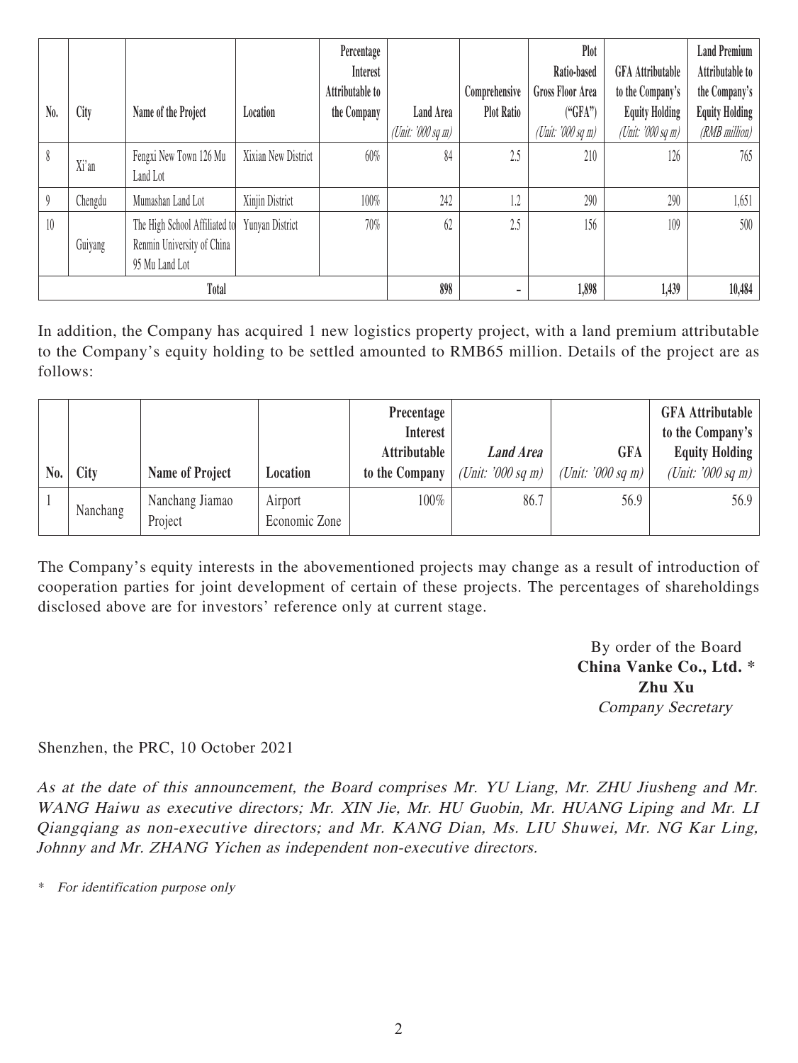| No. | City | Name of the Project | Location | Percentage Interest Attributable to the Company | Land Area *(Unit: '000 sq m)* | Comprehensive Plot Ratio | Plot Ratio-based Gross Floor Area ("GFA") *(Unit: '000 sq m)* | GFA Attributable to the Company's Equity Holding *(Unit: '000 sq m)* | Land Premium Attributable to the Company's Equity Holding *(RMB million)* |
|---|---|---|---|---|---|---|---|---|---|
| 8 | Xi'an | Fengxi New Town 126 Mu Land Lot | Xixian New District | 60% | 84 | 2.5 | 210 | 126 | 765 |
| 9 | Chengdu | Mumashan Land Lot | Xinjin District | 100% | 242 | 1.2 | 290 | 290 | 1,651 |
| 10 | Guiyang | The High School Affiliated to Renmin University of China 95 Mu Land Lot | Yunyan District | 70% | 62 | 2.5 | 156 | 109 | 500 |
| **Total** | | | | | **898** | **-** | **1,898** | **1,439** | **10,484** |

In addition, the Company has acquired 1 new logistics property project, with a land premium attributable to the Company's equity holding to be settled amounted to RMB65 million. Details of the project are as follows:

| No. | City | Name of Project | Location | Precentage Interest Attributable to the Company | *Land Area* *(Unit: '000 sq m)* | GFA *(Unit: '000 sq m)* | GFA Attributable to the Company's Equity Holding *(Unit: '000 sq m)* |
|---|---|---|---|---|---|---|---|
| 1 | Nanchang | Nanchang Jiamao Project | Airport Economic Zone | 100% | 86.7 | 56.9 | 56.9 |

The Company's equity interests in the abovementioned projects may change as a result of introduction of cooperation parties for joint development of certain of these projects. The percentages of shareholdings disclosed above are for investors' reference only at current stage.

By order of the Board
**China Vanke Co., Ltd. ***
**Zhu Xu**
*Company Secretary*

Shenzhen, the PRC, 10 October 2021

*As at the date of this announcement, the Board comprises Mr. YU Liang, Mr. ZHU Jiusheng and Mr. WANG Haiwu as executive directors; Mr. XIN Jie, Mr. HU Guobin, Mr. HUANG Liping and Mr. LI Qiangqiang as non-executive directors; and Mr. KANG Dian, Ms. LIU Shuwei, Mr. NG Kar Ling, Johnny and Mr. ZHANG Yichen as independent non-executive directors.*

\* *For identification purpose only*